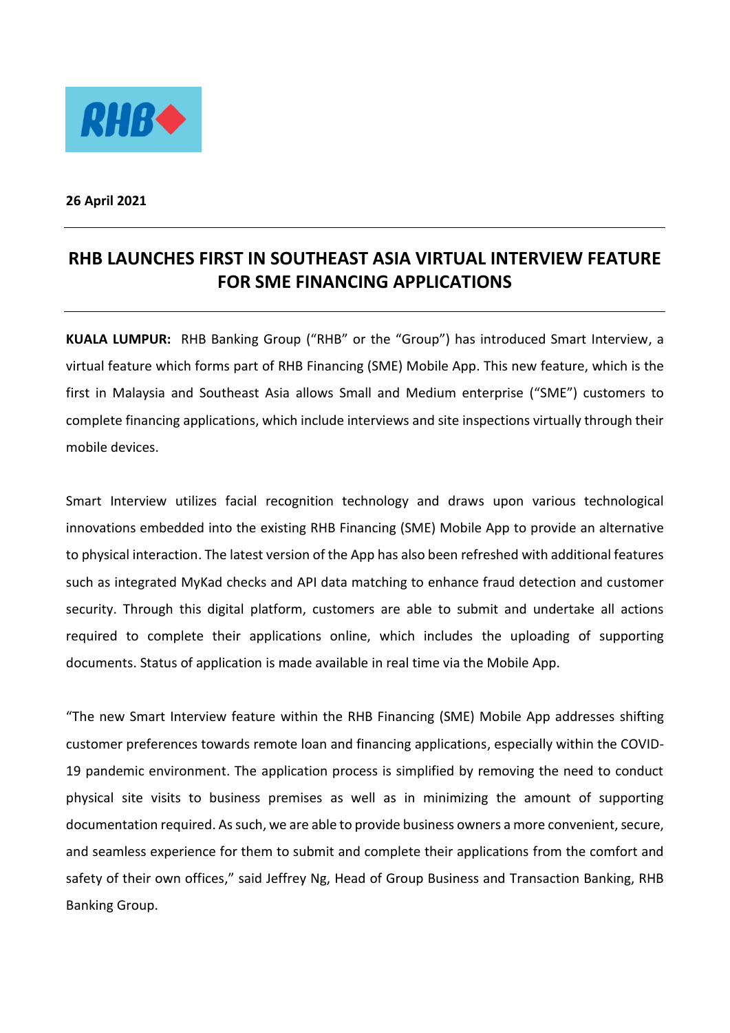**26 April 2021**

---

# RHB LAUNCHES FIRST IN SOUTHEAST ASIA VIRTUAL INTERVIEW FEATURE FOR SME FINANCING APPLICATIONS

---

**KUALA LUMPUR:** RHB Banking Group ("RHB" or the "Group") has introduced Smart Interview, a virtual feature which forms part of RHB Financing (SME) Mobile App. This new feature, which is the first in Malaysia and Southeast Asia allows Small and Medium enterprise ("SME") customers to complete financing applications, which include interviews and site inspections virtually through their mobile devices.

Smart Interview utilizes facial recognition technology and draws upon various technological innovations embedded into the existing RHB Financing (SME) Mobile App to provide an alternative to physical interaction. The latest version of the App has also been refreshed with additional features such as integrated MyKad checks and API data matching to enhance fraud detection and customer security. Through this digital platform, customers are able to submit and undertake all actions required to complete their applications online, which includes the uploading of supporting documents. Status of application is made available in real time via the Mobile App.

"The new Smart Interview feature within the RHB Financing (SME) Mobile App addresses shifting customer preferences towards remote loan and financing applications, especially within the COVID-19 pandemic environment. The application process is simplified by removing the need to conduct physical site visits to business premises as well as in minimizing the amount of supporting documentation required. As such, we are able to provide business owners a more convenient, secure, and seamless experience for them to submit and complete their applications from the comfort and safety of their own offices," said Jeffrey Ng, Head of Group Business and Transaction Banking, RHB Banking Group.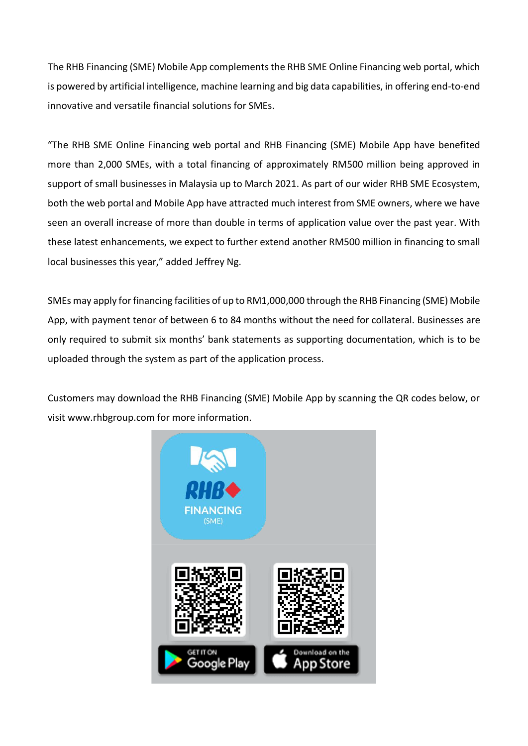The RHB Financing (SME) Mobile App complements the RHB SME Online Financing web portal, which is powered by artificial intelligence, machine learning and big data capabilities, in offering end-to-end innovative and versatile financial solutions for SMEs.

"The RHB SME Online Financing web portal and RHB Financing (SME) Mobile App have benefited more than 2,000 SMEs, with a total financing of approximately RM500 million being approved in support of small businesses in Malaysia up to March 2021. As part of our wider RHB SME Ecosystem, both the web portal and Mobile App have attracted much interest from SME owners, where we have seen an overall increase of more than double in terms of application value over the past year. With these latest enhancements, we expect to further extend another RM500 million in financing to small local businesses this year," added Jeffrey Ng.

SMEs may apply for financing facilities of up to RM1,000,000 through the RHB Financing (SME) Mobile App, with payment tenor of between 6 to 84 months without the need for collateral. Businesses are only required to submit six months' bank statements as supporting documentation, which is to be uploaded through the system as part of the application process.

Customers may download the RHB Financing (SME) Mobile App by scanning the QR codes below, or visit www.rhbgroup.com for more information.